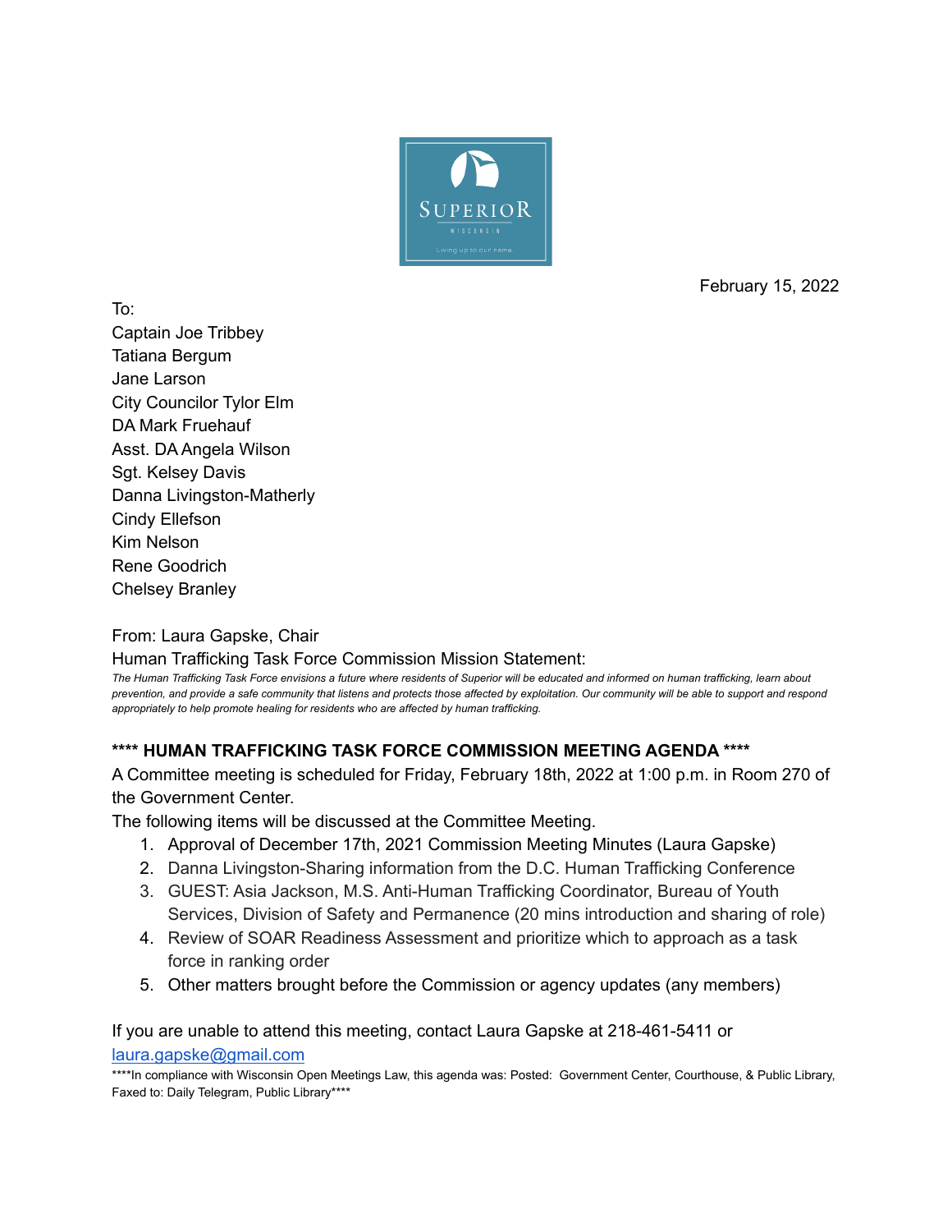February 15, 2022

To:
Captain Joe Tribbey
Tatiana Bergum
Jane Larson
City Councilor Tylor Elm
DA Mark Fruehauf
Asst. DA Angela Wilson
Sgt. Kelsey Davis
Danna Livingston-Matherly
Cindy Ellefson
Kim Nelson
Rene Goodrich
Chelsey Branley

From: Laura Gapske, Chair
Human Trafficking Task Force Commission Mission Statement:
*The Human Trafficking Task Force envisions a future where residents of Superior will be educated and informed on human trafficking, learn about prevention, and provide a safe community that listens and protects those affected by exploitation. Our community will be able to support and respond appropriately to help promote healing for residents who are affected by human trafficking.*

**\*\*\*\* HUMAN TRAFFICKING TASK FORCE COMMISSION MEETING AGENDA \*\*\*\***

A Committee meeting is scheduled for Friday, February 18th, 2022 at 1:00 p.m. in Room 270 of the Government Center.

The following items will be discussed at the Committee Meeting.

1. Approval of December 17th, 2021 Commission Meeting Minutes (Laura Gapske)
2. Danna Livingston-Sharing information from the D.C. Human Trafficking Conference
3. GUEST: Asia Jackson, M.S. Anti-Human Trafficking Coordinator, Bureau of Youth Services, Division of Safety and Permanence (20 mins introduction and sharing of role)
4. Review of SOAR Readiness Assessment and prioritize which to approach as a task force in ranking order
5. Other matters brought before the Commission or agency updates (any members)

If you are unable to attend this meeting, contact Laura Gapske at 218-461-5411 or [laura.gapske@gmail.com](mailto:laura.gapske@gmail.com)

\*\*\*\*In compliance with Wisconsin Open Meetings Law, this agenda was: Posted: Government Center, Courthouse, & Public Library, Faxed to: Daily Telegram, Public Library\*\*\*\*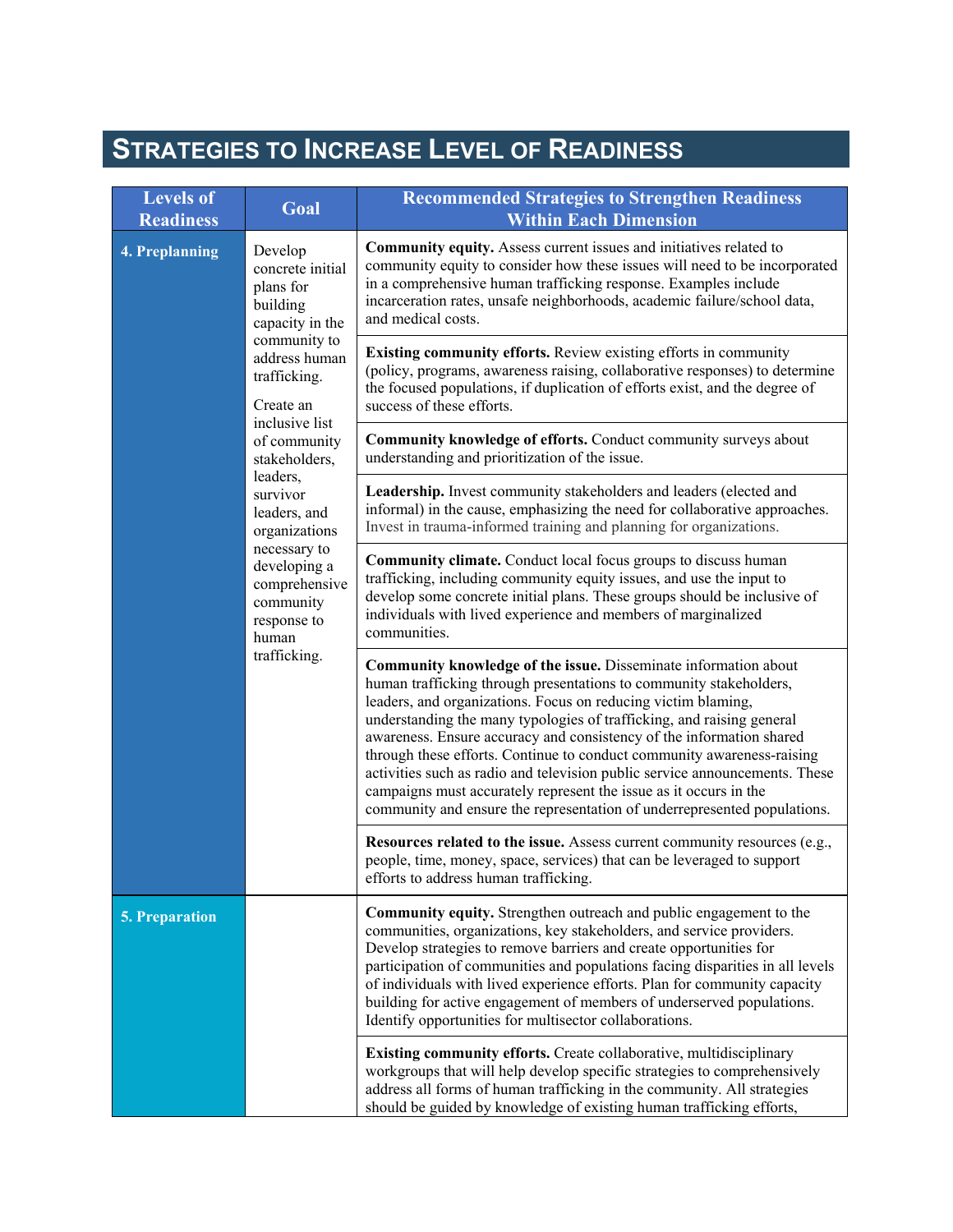## STRATEGIES TO INCREASE LEVEL OF READINESS

| Levels of Readiness | Goal | Recommended Strategies to Strengthen Readiness Within Each Dimension |
|---|---|---|
| **4. Preplanning** | Develop concrete initial plans for building capacity in the community to address human trafficking.<br><br>Create an inclusive list of community stakeholders, leaders, survivor leaders, and organizations necessary to developing a comprehensive community response to human trafficking. | **Community equity.** Assess current issues and initiatives related to community equity to consider how these issues will need to be incorporated in a comprehensive human trafficking response. Examples include incarceration rates, unsafe neighborhoods, academic failure/school data, and medical costs. |
| | | **Existing community efforts.** Review existing efforts in community (policy, programs, awareness raising, collaborative responses) to determine the focused populations, if duplication of efforts exist, and the degree of success of these efforts. |
| | | **Community knowledge of efforts.** Conduct community surveys about understanding and prioritization of the issue. |
| | | **Leadership.** Invest community stakeholders and leaders (elected and informal) in the cause, emphasizing the need for collaborative approaches. Invest in trauma-informed training and planning for organizations. |
| | | **Community climate.** Conduct local focus groups to discuss human trafficking, including community equity issues, and use the input to develop some concrete initial plans. These groups should be inclusive of individuals with lived experience and members of marginalized communities. |
| | | **Community knowledge of the issue.** Disseminate information about human trafficking through presentations to community stakeholders, leaders, and organizations. Focus on reducing victim blaming, understanding the many typologies of trafficking, and raising general awareness. Ensure accuracy and consistency of the information shared through these efforts. Continue to conduct community awareness-raising activities such as radio and television public service announcements. These campaigns must accurately represent the issue as it occurs in the community and ensure the representation of underrepresented populations. |
| | | **Resources related to the issue.** Assess current community resources (e.g., people, time, money, space, services) that can be leveraged to support efforts to address human trafficking. |
| **5. Preparation** | | **Community equity.** Strengthen outreach and public engagement to the communities, organizations, key stakeholders, and service providers. Develop strategies to remove barriers and create opportunities for participation of communities and populations facing disparities in all levels of individuals with lived experience efforts. Plan for community capacity building for active engagement of members of underserved populations. Identify opportunities for multisector collaborations. |
| | | **Existing community efforts.** Create collaborative, multidisciplinary workgroups that will help develop specific strategies to comprehensively address all forms of human trafficking in the community. All strategies should be guided by knowledge of existing human trafficking efforts, |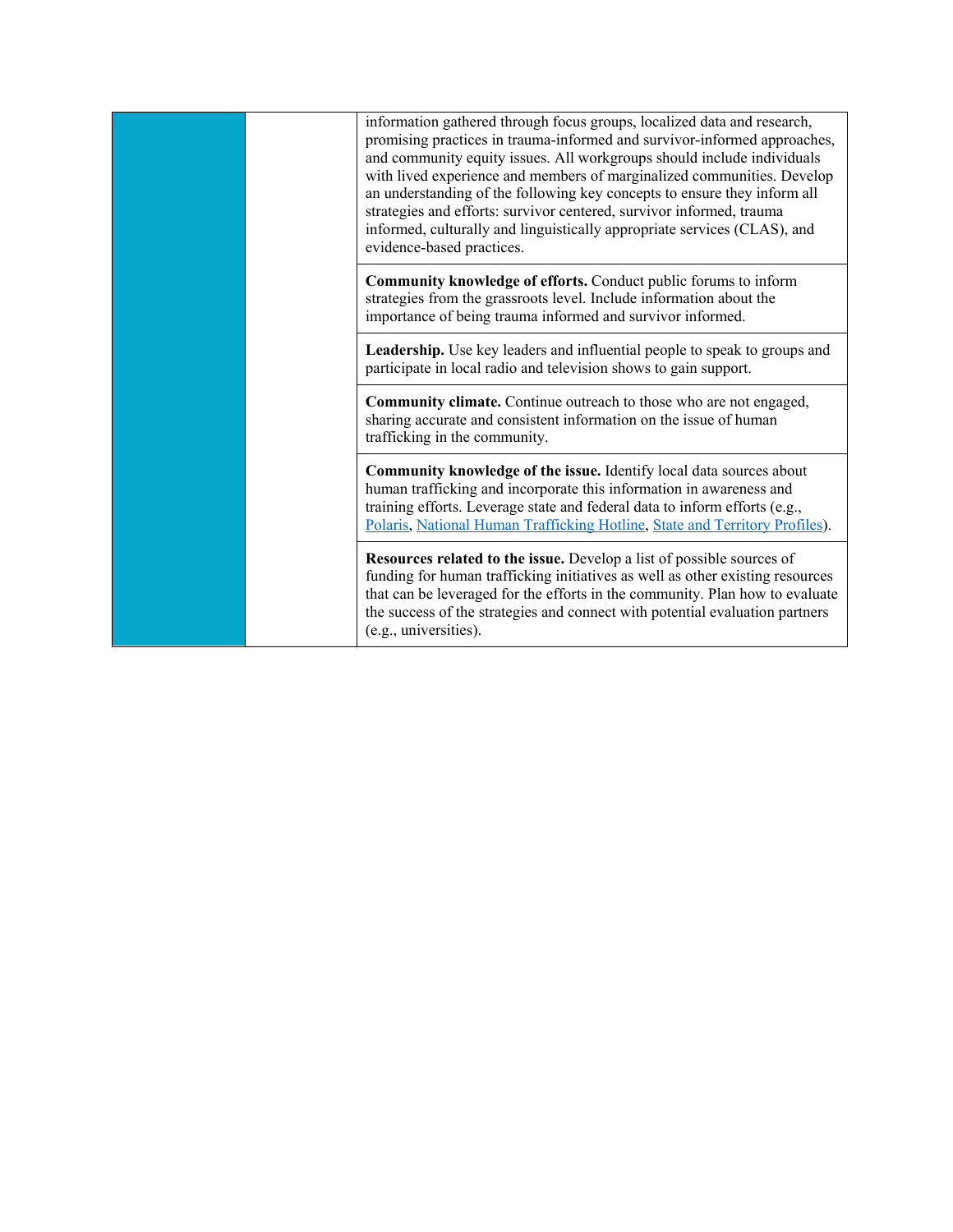| | | |
|---|---|---|
| | | information gathered through focus groups, localized data and research, promising practices in trauma-informed and survivor-informed approaches, and community equity issues. All workgroups should include individuals with lived experience and members of marginalized communities. Develop an understanding of the following key concepts to ensure they inform all strategies and efforts: survivor centered, survivor informed, trauma informed, culturally and linguistically appropriate services (CLAS), and evidence-based practices. |
| | | **Community knowledge of efforts.** Conduct public forums to inform strategies from the grassroots level. Include information about the importance of being trauma informed and survivor informed. |
| | | **Leadership.** Use key leaders and influential people to speak to groups and participate in local radio and television shows to gain support. |
| | | **Community climate.** Continue outreach to those who are not engaged, sharing accurate and consistent information on the issue of human trafficking in the community. |
| | | **Community knowledge of the issue.** Identify local data sources about human trafficking and incorporate this information in awareness and training efforts. Leverage state and federal data to inform efforts (e.g., Polaris, National Human Trafficking Hotline, State and Territory Profiles). |
| | | **Resources related to the issue.** Develop a list of possible sources of funding for human trafficking initiatives as well as other existing resources that can be leveraged for the efforts in the community. Plan how to evaluate the success of the strategies and connect with potential evaluation partners (e.g., universities). |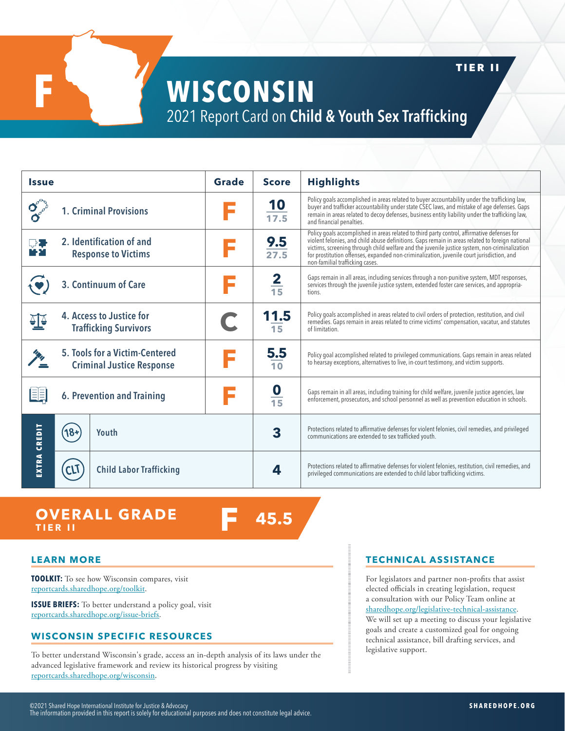# F WISCONSIN

**TIER II**

2021 Report Card on **Child & Youth Sex Trafficking**

| Issue | Grade | Score | Highlights |
|---|---|---|---|
| 1. Criminal Provisions | F | 10 / 17.5 | Policy goals accomplished in areas related to buyer accountability under the trafficking law, buyer and trafficker accountability under state CSEC laws, and mistake of age defenses. Gaps remain in areas related to decoy defenses, business entity liability under the trafficking law, and financial penalties. |
| 2. Identification of and Response to Victims | F | 9.5 / 27.5 | Policy goals accomplished in areas related to third party control, affirmative defenses for violent felonies, and child abuse definitions. Gaps remain in areas related to foreign national victims, screening through child welfare and the juvenile justice system, non-criminalization for prostitution offenses, expanded non-criminalization, juvenile court jurisdiction, and non-familial trafficking cases. |
| 3. Continuum of Care | F | 2 / 15 | Gaps remain in all areas, including services through a non-punitive system, MDT responses, services through the juvenile justice system, extended foster care services, and appropriations. |
| 4. Access to Justice for Trafficking Survivors | C | 11.5 / 15 | Policy goals accomplished in areas related to civil orders of protection, restitution, and civil remedies. Gaps remain in areas related to crime victims' compensation, vacatur, and statutes of limitation. |
| 5. Tools for a Victim-Centered Criminal Justice Response | F | 5.5 / 10 | Policy goal accomplished related to privileged communications. Gaps remain in areas related to hearsay exceptions, alternatives to live, in-court testimony, and victim supports. |
| 6. Prevention and Training | F | 0 / 15 | Gaps remain in all areas, including training for child welfare, juvenile justice agencies, law enforcement, prosecutors, and school personnel as well as prevention education in schools. |
| EXTRA CREDIT: Youth (18+) | | 3 | Protections related to affirmative defenses for violent felonies, civil remedies, and privileged communications are extended to sex trafficked youth. |
| EXTRA CREDIT: Child Labor Trafficking (CLT) | | 4 | Protections related to affirmative defenses for violent felonies, restitution, civil remedies, and privileged communications are extended to child labor trafficking victims. |

## OVERALL GRADE TIER II: F 45.5

## LEARN MORE

**TOOLKIT:** To see how Wisconsin compares, visit reportcards.sharedhope.org/toolkit.

**ISSUE BRIEFS:** To better understand a policy goal, visit reportcards.sharedhope.org/issue-briefs.

## WISCONSIN SPECIFIC RESOURCES

To better understand Wisconsin's grade, access an in-depth analysis of its laws under the advanced legislative framework and review its historical progress by visiting reportcards.sharedhope.org/wisconsin.

## TECHNICAL ASSISTANCE

For legislators and partner non-profits that assist elected officials in creating legislation, request a consultation with our Policy Team online at sharedhope.org/legislative-technical-assistance. We will set up a meeting to discuss your legislative goals and create a customized goal for ongoing technical assistance, bill drafting services, and legislative support.

©2021 Shared Hope International Institute for Justice & Advocacy
The information provided in this report is solely for educational purposes and does not constitute legal advice.

SHAREDHOPE.ORG